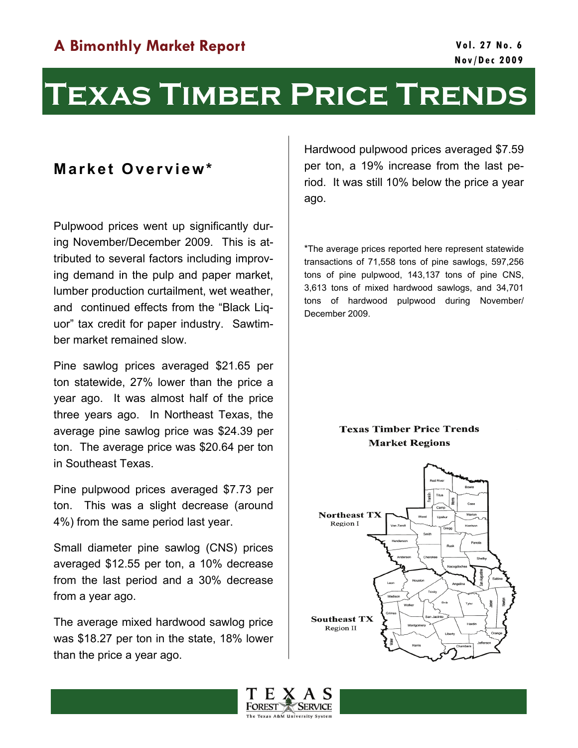A Bimonthly Market Report

Vol. 27 No. 6
Nov/Dec 2009

# Texas Timber Price Trends

## Market Overview*

Pulpwood prices went up significantly during November/December 2009. This is attributed to several factors including improving demand in the pulp and paper market, lumber production curtailment, wet weather, and continued effects from the "Black Liquor" tax credit for paper industry. Sawtimber market remained slow.

Pine sawlog prices averaged $21.65 per ton statewide, 27% lower than the price a year ago. It was almost half of the price three years ago. In Northeast Texas, the average pine sawlog price was $24.39 per ton. The average price was $20.64 per ton in Southeast Texas.

Pine pulpwood prices averaged $7.73 per ton. This was a slight decrease (around 4%) from the same period last year.

Small diameter pine sawlog (CNS) prices averaged $12.55 per ton, a 10% decrease from the last period and a 30% decrease from a year ago.

The average mixed hardwood sawlog price was $18.27 per ton in the state, 18% lower than the price a year ago.

Hardwood pulpwood prices averaged $7.59 per ton, a 19% increase from the last period. It was still 10% below the price a year ago.

*The average prices reported here represent statewide transactions of 71,558 tons of pine sawlogs, 597,256 tons of pine pulpwood, 143,137 tons of pine CNS, 3,613 tons of mixed hardwood sawlogs, and 34,701 tons of hardwood pulpwood during November/December 2009.

**Texas Timber Price Trends Market Regions**

Northeast TX Region I

Southeast TX Region II

Red River, Bowie, Franklin, Titus, Morris, Cass, Camp, Wood, Upshur, Marion, Harrison, Van Zandt, Gregg, Smith, Henderson, Rusk, Panola, Anderson, Cherokee, Shelby, Nacogdoches, San Augustine, Sabine, Houston, Angelina, Leon, Trinity, Madison, Polk, Tyler, Jasper, Newton, Walker, Grimes, San Jacinto, Hardin, Montgomery, Liberty, Orange, Waller, Jefferson, Harris, Chambers

TEXAS FOREST SERVICE
The Texas A&M University System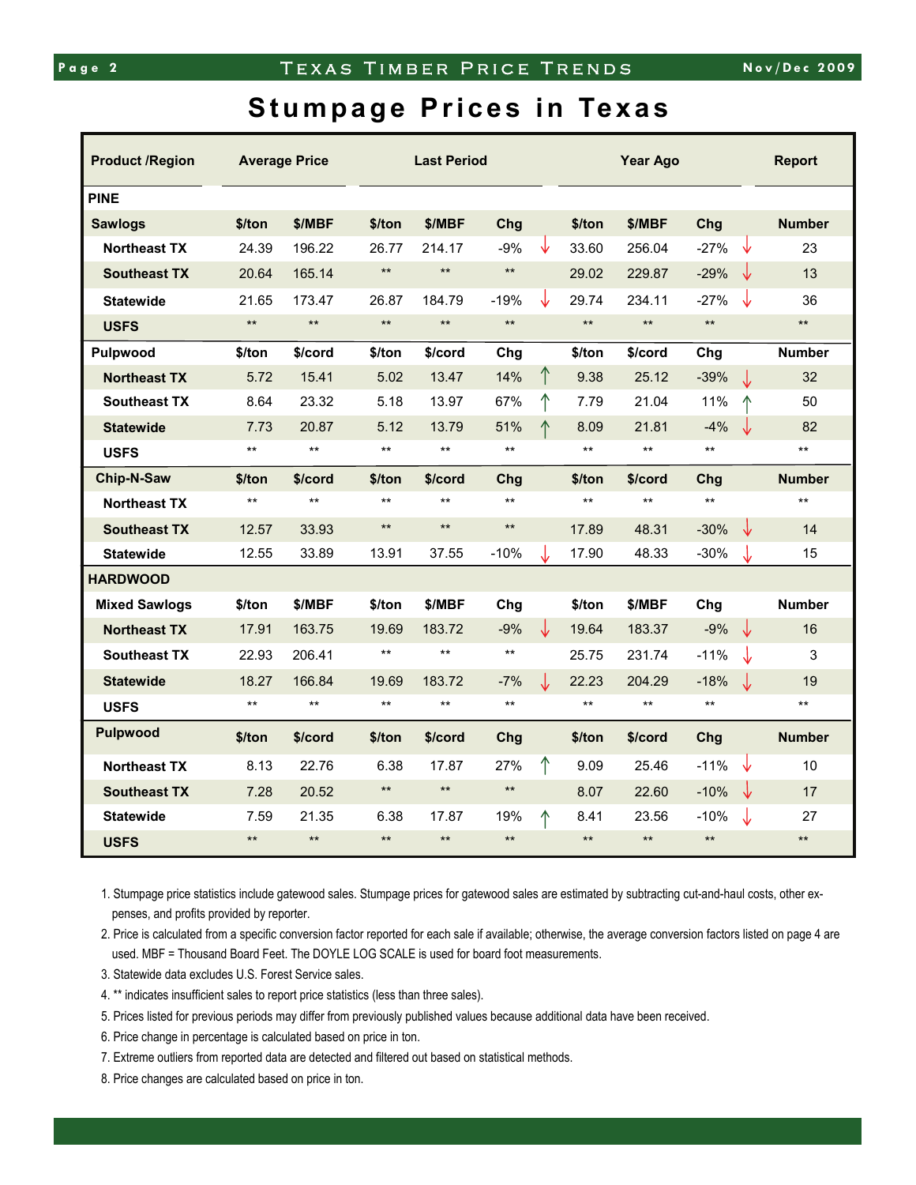# Stumpage Prices in Texas

| Product /Region | Average Price | | Last Period | | | | Year Ago | | | | Report |
|---|---|---|---|---|---|---|---|---|---|---|---|
| **PINE** | | | | | | | | | | | |
| **Sawlogs** | $/ton | $/MBF | $/ton | $/MBF | Chg | | $/ton | $/MBF | Chg | | Number |
| Northeast TX | 24.39 | 196.22 | 26.77 | 214.17 | -9% | ↓ | 33.60 | 256.04 | -27% | ↓ | 23 |
| Southeast TX | 20.64 | 165.14 | ** | ** | ** | | 29.02 | 229.87 | -29% | ↓ | 13 |
| Statewide | 21.65 | 173.47 | 26.87 | 184.79 | -19% | ↓ | 29.74 | 234.11 | -27% | ↓ | 36 |
| USFS | ** | ** | ** | ** | ** | | ** | ** | ** | | ** |
| **Pulpwood** | $/ton | $/cord | $/ton | $/cord | Chg | | $/ton | $/cord | Chg | | Number |
| Northeast TX | 5.72 | 15.41 | 5.02 | 13.47 | 14% | ↑ | 9.38 | 25.12 | -39% | ↓ | 32 |
| Southeast TX | 8.64 | 23.32 | 5.18 | 13.97 | 67% | ↑ | 7.79 | 21.04 | 11% | ↑ | 50 |
| Statewide | 7.73 | 20.87 | 5.12 | 13.79 | 51% | ↑ | 8.09 | 21.81 | -4% | ↓ | 82 |
| USFS | ** | ** | ** | ** | ** | | ** | ** | ** | | ** |
| **Chip-N-Saw** | $/ton | $/cord | $/ton | $/cord | Chg | | $/ton | $/cord | Chg | | Number |
| Northeast TX | ** | ** | ** | ** | ** | | ** | ** | ** | | ** |
| Southeast TX | 12.57 | 33.93 | ** | ** | ** | | 17.89 | 48.31 | -30% | ↓ | 14 |
| Statewide | 12.55 | 33.89 | 13.91 | 37.55 | -10% | ↓ | 17.90 | 48.33 | -30% | ↓ | 15 |
| **HARDWOOD** | | | | | | | | | | | |
| **Mixed Sawlogs** | $/ton | $/MBF | $/ton | $/MBF | Chg | | $/ton | $/MBF | Chg | | Number |
| Northeast TX | 17.91 | 163.75 | 19.69 | 183.72 | -9% | ↓ | 19.64 | 183.37 | -9% | ↓ | 16 |
| Southeast TX | 22.93 | 206.41 | ** | ** | ** | | 25.75 | 231.74 | -11% | ↓ | 3 |
| Statewide | 18.27 | 166.84 | 19.69 | 183.72 | -7% | ↓ | 22.23 | 204.29 | -18% | ↓ | 19 |
| USFS | ** | ** | ** | ** | ** | | ** | ** | ** | | ** |
| **Pulpwood** | $/ton | $/cord | $/ton | $/cord | Chg | | $/ton | $/cord | Chg | | Number |
| Northeast TX | 8.13 | 22.76 | 6.38 | 17.87 | 27% | ↑ | 9.09 | 25.46 | -11% | ↓ | 10 |
| Southeast TX | 7.28 | 20.52 | ** | ** | ** | | 8.07 | 22.60 | -10% | ↓ | 17 |
| Statewide | 7.59 | 21.35 | 6.38 | 17.87 | 19% | ↑ | 8.41 | 23.56 | -10% | ↓ | 27 |
| USFS | ** | ** | ** | ** | ** | | ** | ** | ** | | ** |

1. Stumpage price statistics include gatewood sales. Stumpage prices for gatewood sales are estimated by subtracting cut-and-haul costs, other expenses, and profits provided by reporter.
2. Price is calculated from a specific conversion factor reported for each sale if available; otherwise, the average conversion factors listed on page 4 are used. MBF = Thousand Board Feet. The DOYLE LOG SCALE is used for board foot measurements.
3. Statewide data excludes U.S. Forest Service sales.
4. ** indicates insufficient sales to report price statistics (less than three sales).
5. Prices listed for previous periods may differ from previously published values because additional data have been received.
6. Price change in percentage is calculated based on price in ton.
7. Extreme outliers from reported data are detected and filtered out based on statistical methods.
8. Price changes are calculated based on price in ton.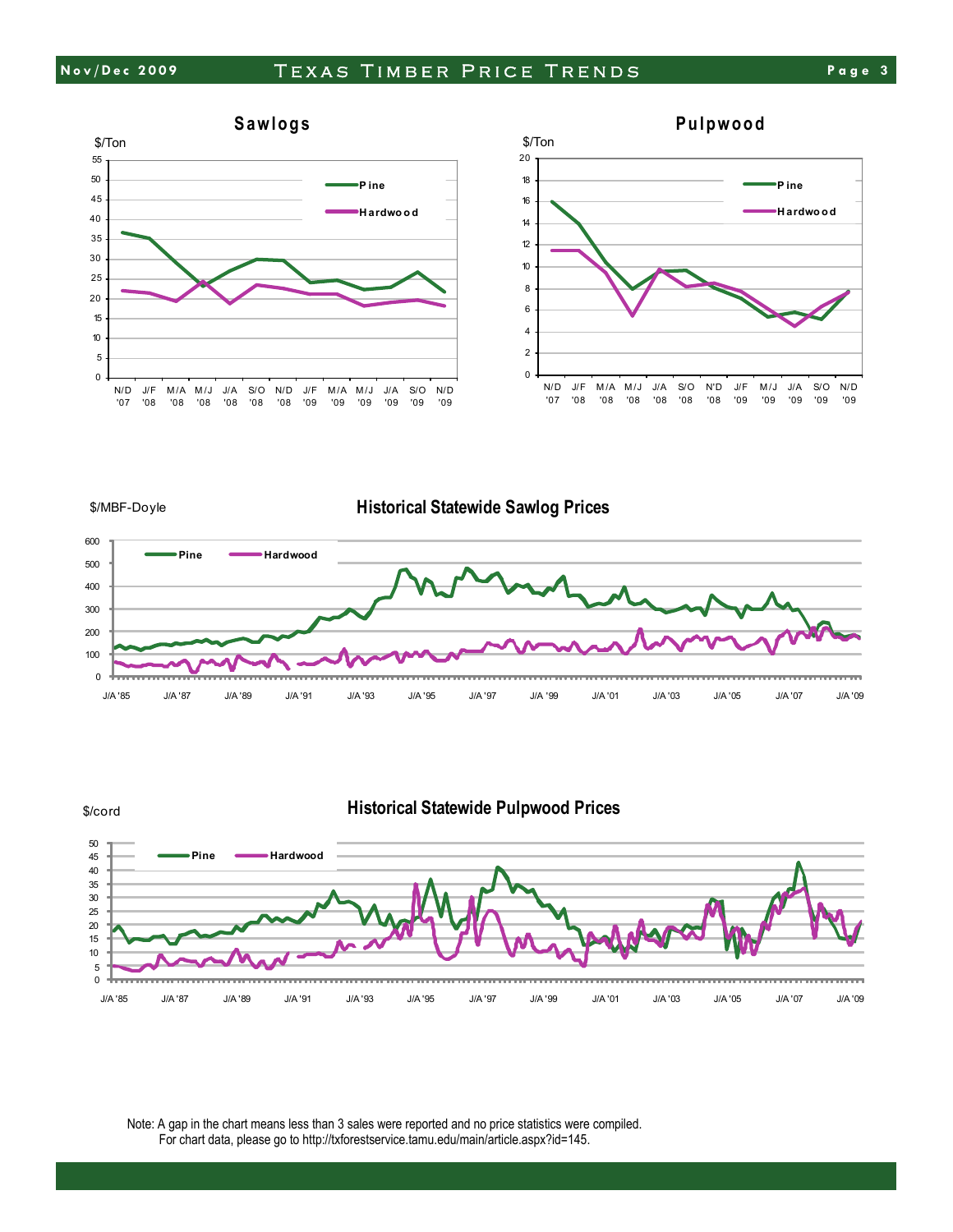## Sawlogs

$/Ton

Pine
Hardwood

N/D '07, J/F '08, M/A '08, M/J '08, J/A '08, S/O '08, N/D '08, J/F '09, M/A '09, M/J '09, J/A '09, S/O '09, N/D '09

## Pulpwood

$/Ton

Pine
Hardwood

N/D '07, J/F '08, M/A '08, M/J '08, J/A '08, S/O '08, N/D '08, J/F '09, M/J '09, J/A '09, S/O '09, N/D '09

## Historical Statewide Sawlog Prices

$/MBF-Doyle

Pine
Hardwood

J/A '85, J/A '87, J/A '89, J/A '91, J/A '93, J/A '95, J/A '97, J/A '99, J/A '01, J/A '03, J/A '05, J/A '07, J/A '09

## Historical Statewide Pulpwood Prices

$/cord

Pine
Hardwood

J/A '85, J/A '87, J/A '89, J/A '91, J/A '93, J/A '95, J/A '97, J/A '99, J/A '01, J/A '03, J/A '05, J/A '07, J/A '09

Note: A gap in the chart means less than 3 sales were reported and no price statistics were compiled.
For chart data, please go to http://txforestservice.tamu.edu/main/article.aspx?id=145.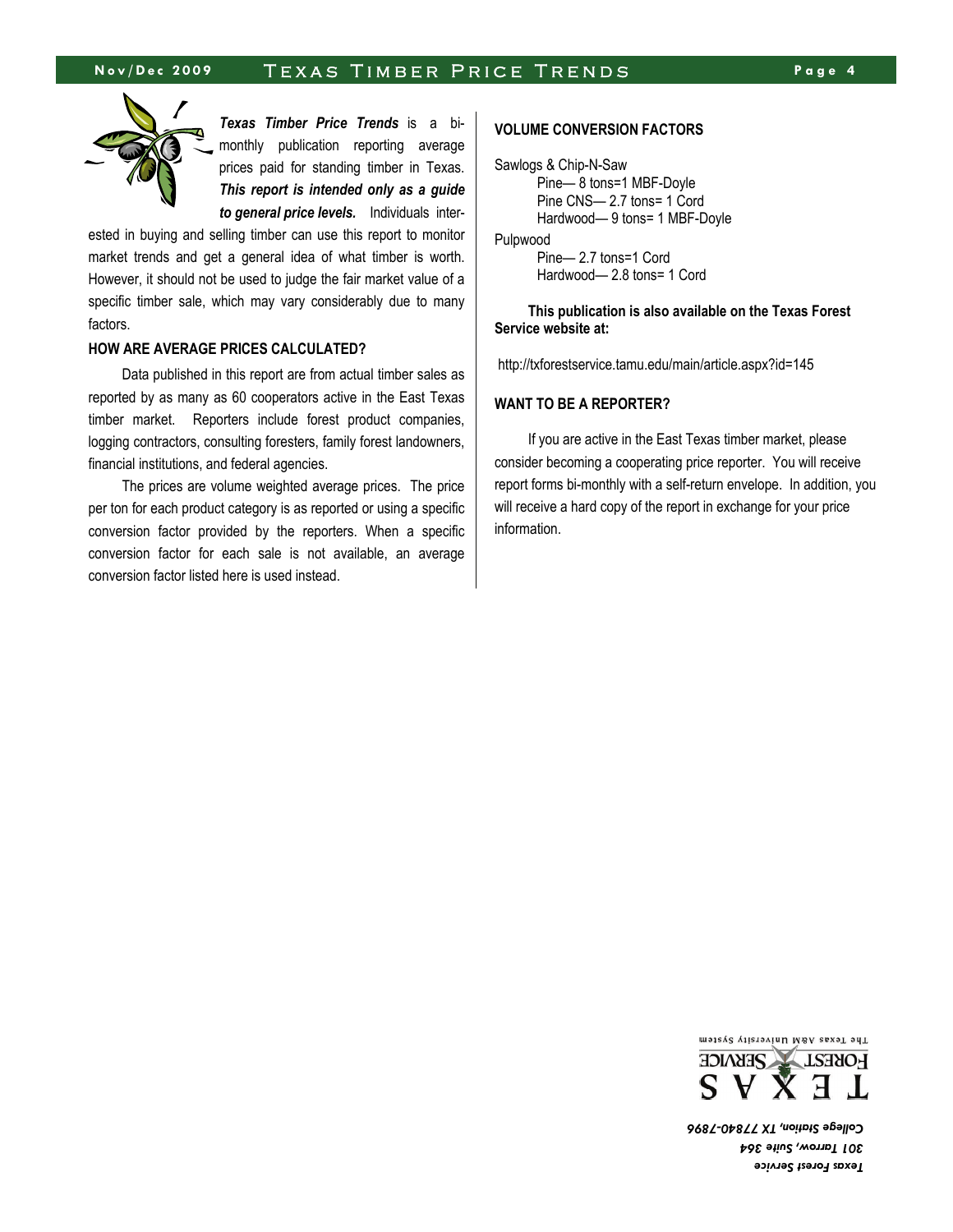***Texas Timber Price Trends*** is a bi-monthly publication reporting average prices paid for standing timber in Texas. ***This report is intended only as a guide to general price levels.*** Individuals interested in buying and selling timber can use this report to monitor market trends and get a general idea of what timber is worth. However, it should not be used to judge the fair market value of a specific timber sale, which may vary considerably due to many factors.

**HOW ARE AVERAGE PRICES CALCULATED?**

Data published in this report are from actual timber sales as reported by as many as 60 cooperators active in the East Texas timber market. Reporters include forest product companies, logging contractors, consulting foresters, family forest landowners, financial institutions, and federal agencies.

The prices are volume weighted average prices. The price per ton for each product category is as reported or using a specific conversion factor provided by the reporters. When a specific conversion factor for each sale is not available, an average conversion factor listed here is used instead.

**VOLUME CONVERSION FACTORS**

Sawlogs & Chip-N-Saw
- Pine— 8 tons=1 MBF-Doyle
- Pine CNS— 2.7 tons= 1 Cord
- Hardwood— 9 tons= 1 MBF-Doyle

Pulpwood
- Pine— 2.7 tons=1 Cord
- Hardwood— 2.8 tons= 1 Cord

**This publication is also available on the Texas Forest Service website at:**

http://txforestservice.tamu.edu/main/article.aspx?id=145

**WANT TO BE A REPORTER?**

If you are active in the East Texas timber market, please consider becoming a cooperating price reporter. You will receive report forms bi-monthly with a self-return envelope. In addition, you will receive a hard copy of the report in exchange for your price information.

TEXAS FOREST SERVICE
The Texas A&M University System

*Texas Forest Service*
*301 Tarrow, Suite 364*
*College Station, TX 77840-7896*